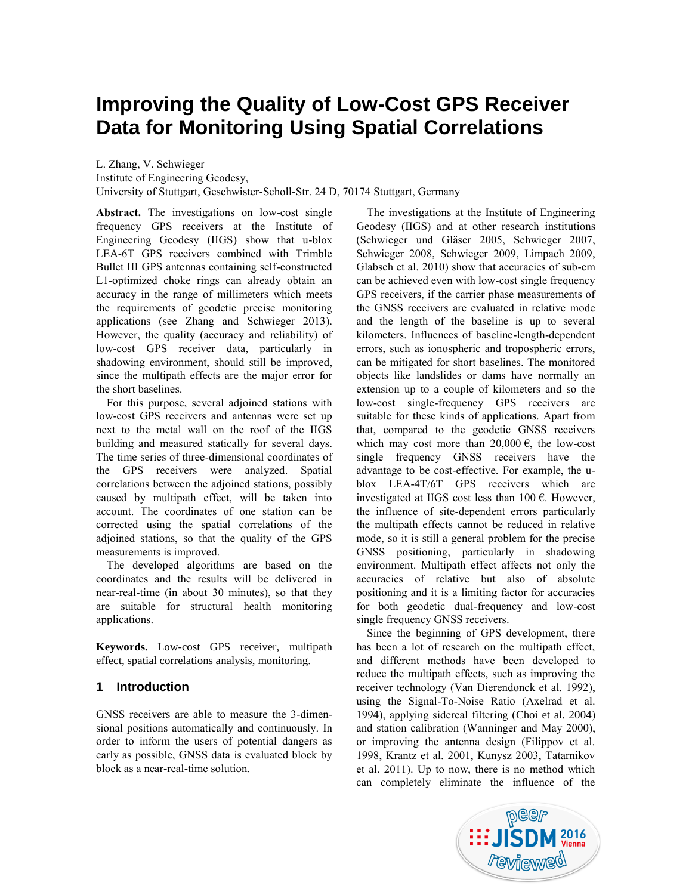# Improving the Quality of Low-Cost GPS Receiver Data for Monitoring Using Spatial Correlations

L. Zhang, V. Schwieger
Institute of Engineering Geodesy,
University of Stuttgart, Geschwister-Scholl-Str. 24 D, 70174 Stuttgart, Germany

**Abstract.** The investigations on low-cost single frequency GPS receivers at the Institute of Engineering Geodesy (IIGS) show that u-blox LEA-6T GPS receivers combined with Trimble Bullet III GPS antennas containing self-constructed L1-optimized choke rings can already obtain an accuracy in the range of millimeters which meets the requirements of geodetic precise monitoring applications (see Zhang and Schwieger 2013). However, the quality (accuracy and reliability) of low-cost GPS receiver data, particularly in shadowing environment, should still be improved, since the multipath effects are the major error for the short baselines.

For this purpose, several adjoined stations with low-cost GPS receivers and antennas were set up next to the metal wall on the roof of the IIGS building and measured statically for several days. The time series of three-dimensional coordinates of the GPS receivers were analyzed. Spatial correlations between the adjoined stations, possibly caused by multipath effect, will be taken into account. The coordinates of one station can be corrected using the spatial correlations of the adjoined stations, so that the quality of the GPS measurements is improved.

The developed algorithms are based on the coordinates and the results will be delivered in near-real-time (in about 30 minutes), so that they are suitable for structural health monitoring applications.

**Keywords.** Low-cost GPS receiver, multipath effect, spatial correlations analysis, monitoring.

## 1 Introduction

GNSS receivers are able to measure the 3-dimensional positions automatically and continuously. In order to inform the users of potential dangers as early as possible, GNSS data is evaluated block by block as a near-real-time solution.

The investigations at the Institute of Engineering Geodesy (IIGS) and at other research institutions (Schwieger und Gläser 2005, Schwieger 2007, Schwieger 2008, Schwieger 2009, Limpach 2009, Glabsch et al. 2010) show that accuracies of sub-cm can be achieved even with low-cost single frequency GPS receivers, if the carrier phase measurements of the GNSS receivers are evaluated in relative mode and the length of the baseline is up to several kilometers. Influences of baseline-length-dependent errors, such as ionospheric and tropospheric errors, can be mitigated for short baselines. The monitored objects like landslides or dams have normally an extension up to a couple of kilometers and so the low-cost single-frequency GPS receivers are suitable for these kinds of applications. Apart from that, compared to the geodetic GNSS receivers which may cost more than 20,000 €, the low-cost single frequency GNSS receivers have the advantage to be cost-effective. For example, the u-blox LEA-4T/6T GPS receivers which are investigated at IIGS cost less than 100 €. However, the influence of site-dependent errors particularly the multipath effects cannot be reduced in relative mode, so it is still a general problem for the precise GNSS positioning, particularly in shadowing environment. Multipath effect affects not only the accuracies of relative but also of absolute positioning and it is a limiting factor for accuracies for both geodetic dual-frequency and low-cost single frequency GNSS receivers.

Since the beginning of GPS development, there has been a lot of research on the multipath effect, and different methods have been developed to reduce the multipath effects, such as improving the receiver technology (Van Dierendonck et al. 1992), using the Signal-To-Noise Ratio (Axelrad et al. 1994), applying sidereal filtering (Choi et al. 2004) and station calibration (Wanninger and May 2000), or improving the antenna design (Filippov et al. 1998, Krantz et al. 2001, Kunysz 2003, Tatarnikov et al. 2011). Up to now, there is no method which can completely eliminate the influence of the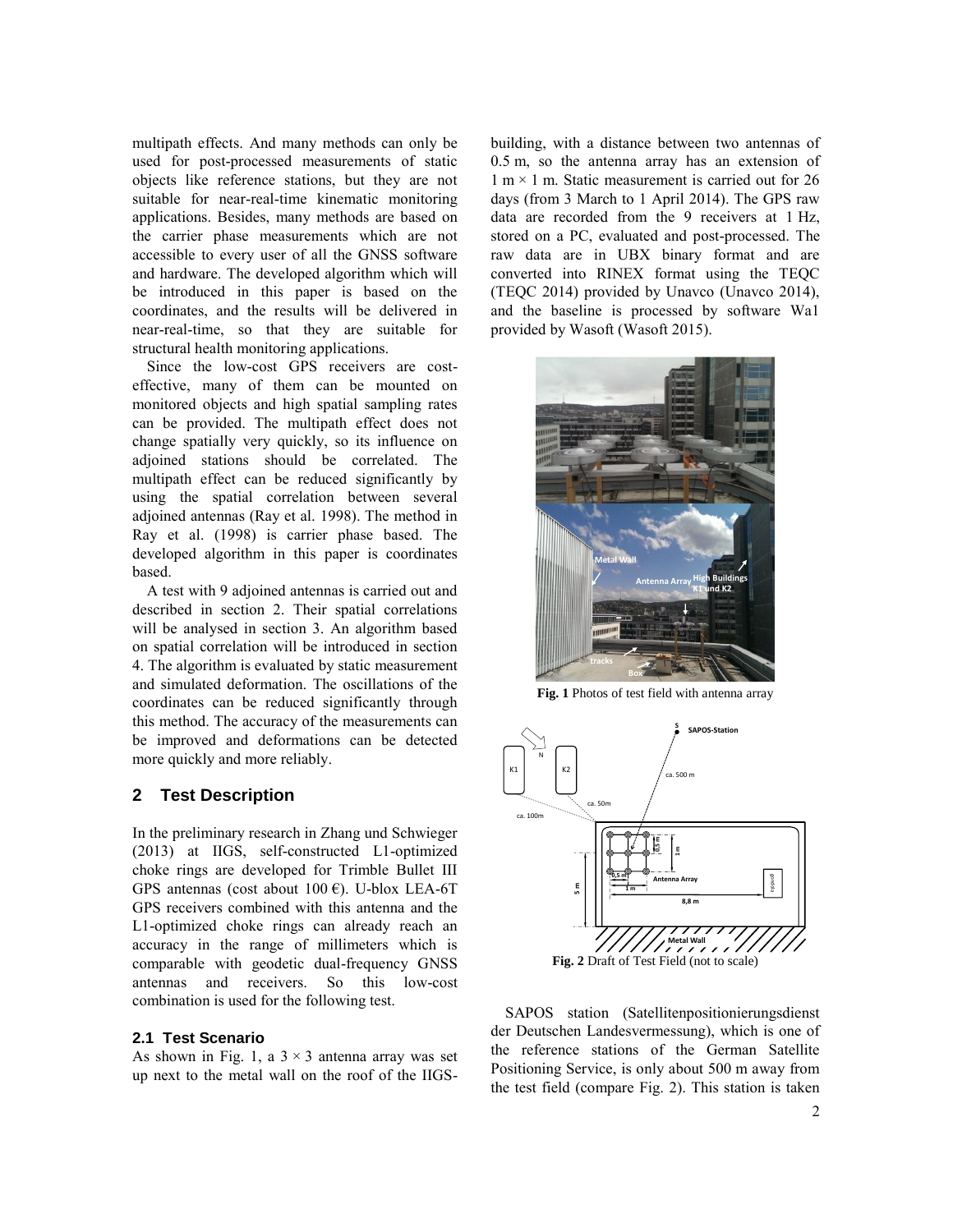multipath effects. And many methods can only be used for post-processed measurements of static objects like reference stations, but they are not suitable for near-real-time kinematic monitoring applications. Besides, many methods are based on the carrier phase measurements which are not accessible to every user of all the GNSS software and hardware. The developed algorithm which will be introduced in this paper is based on the coordinates, and the results will be delivered in near-real-time, so that they are suitable for structural health monitoring applications.

Since the low-cost GPS receivers are cost-effective, many of them can be mounted on monitored objects and high spatial sampling rates can be provided. The multipath effect does not change spatially very quickly, so its influence on adjoined stations should be correlated. The multipath effect can be reduced significantly by using the spatial correlation between several adjoined antennas (Ray et al. 1998). The method in Ray et al. (1998) is carrier phase based. The developed algorithm in this paper is coordinates based.

A test with 9 adjoined antennas is carried out and described in section 2. Their spatial correlations will be analysed in section 3. An algorithm based on spatial correlation will be introduced in section 4. The algorithm is evaluated by static measurement and simulated deformation. The oscillations of the coordinates can be reduced significantly through this method. The accuracy of the measurements can be improved and deformations can be detected more quickly and more reliably.

## 2 Test Description

In the preliminary research in Zhang und Schwieger (2013) at IIGS, self-constructed L1-optimized choke rings are developed for Trimble Bullet III GPS antennas (cost about 100 €). U-blox LEA-6T GPS receivers combined with this antenna and the L1-optimized choke rings can already reach an accuracy in the range of millimeters which is comparable with geodetic dual-frequency GNSS antennas and receivers. So this low-cost combination is used for the following test.

### 2.1 Test Scenario

As shown in Fig. 1, a 3 × 3 antenna array was set up next to the metal wall on the roof of the IIGS-building, with a distance between two antennas of 0.5 m, so the antenna array has an extension of 1 m × 1 m. Static measurement is carried out for 26 days (from 3 March to 1 April 2014). The GPS raw data are recorded from the 9 receivers at 1 Hz, stored on a PC, evaluated and post-processed. The raw data are in UBX binary format and are converted into RINEX format using the TEQC (TEQC 2014) provided by Unavco (Unavco 2014), and the baseline is processed by software Wa1 provided by Wasoft (Wasoft 2015).

**Fig. 1** Photos of test field with antenna array

**Fig. 2** Draft of Test Field (not to scale)

SAPOS station (Satellitenpositionierungsdienst der Deutschen Landesvermessung), which is one of the reference stations of the German Satellite Positioning Service, is only about 500 m away from the test field (compare Fig. 2). This station is taken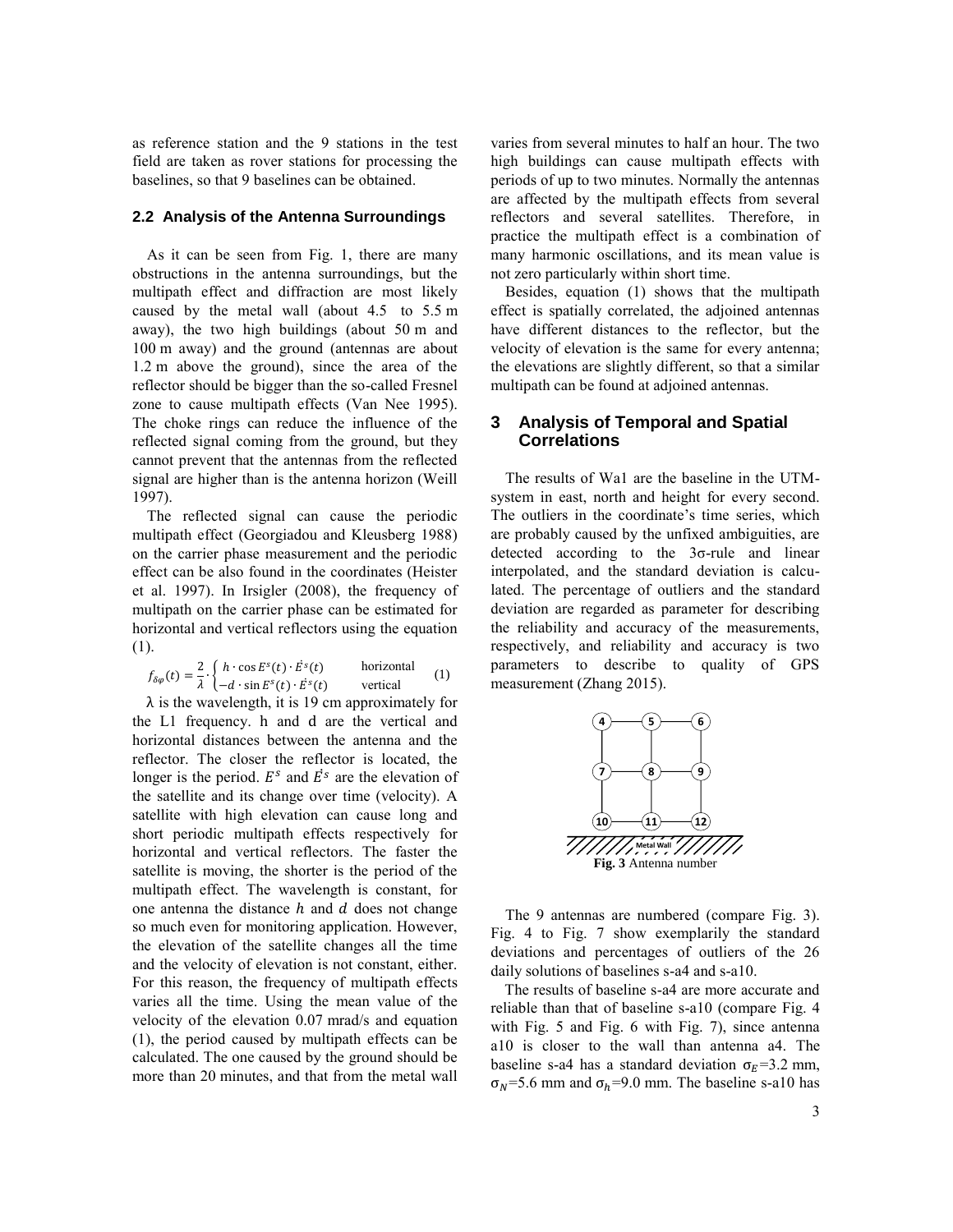as reference station and the 9 stations in the test field are taken as rover stations for processing the baselines, so that 9 baselines can be obtained.

### 2.2 Analysis of the Antenna Surroundings

As it can be seen from Fig. 1, there are many obstructions in the antenna surroundings, but the multipath effect and diffraction are most likely caused by the metal wall (about 4.5 to 5.5 m away), the two high buildings (about 50 m and 100 m away) and the ground (antennas are about 1.2 m above the ground), since the area of the reflector should be bigger than the so-called Fresnel zone to cause multipath effects (Van Nee 1995). The choke rings can reduce the influence of the reflected signal coming from the ground, but they cannot prevent that the antennas from the reflected signal are higher than is the antenna horizon (Weill 1997).

The reflected signal can cause the periodic multipath effect (Georgiadou and Kleusberg 1988) on the carrier phase measurement and the periodic effect can be also found in the coordinates (Heister et al. 1997). In Irsigler (2008), the frequency of multipath on the carrier phase can be estimated for horizontal and vertical reflectors using the equation (1).

$$f_{\delta\varphi}(t) = \frac{2}{\lambda} \cdot \begin{cases} h \cdot \cos E^s(t) \cdot \dot{E}^s(t) & \text{horizontal} \\ -d \cdot \sin E^s(t) \cdot \dot{E}^s(t) & \text{vertical} \end{cases} \quad (1)$$

λ is the wavelength, it is 19 cm approximately for the L1 frequency. h and d are the vertical and horizontal distances between the antenna and the reflector. The closer the reflector is located, the longer is the period. $E^s$ and $\dot{E}^s$ are the elevation of the satellite and its change over time (velocity). A satellite with high elevation can cause long and short periodic multipath effects respectively for horizontal and vertical reflectors. The faster the satellite is moving, the shorter is the period of the multipath effect. The wavelength is constant, for one antenna the distance $h$ and $d$ does not change so much even for monitoring application. However, the elevation of the satellite changes all the time and the velocity of elevation is not constant, either. For this reason, the frequency of multipath effects varies all the time. Using the mean value of the velocity of the elevation 0.07 mrad/s and equation (1), the period caused by multipath effects can be calculated. The one caused by the ground should be more than 20 minutes, and that from the metal wall varies from several minutes to half an hour. The two high buildings can cause multipath effects with periods of up to two minutes. Normally the antennas are affected by the multipath effects from several reflectors and several satellites. Therefore, in practice the multipath effect is a combination of many harmonic oscillations, and its mean value is not zero particularly within short time.

Besides, equation (1) shows that the multipath effect is spatially correlated, the adjoined antennas have different distances to the reflector, but the velocity of elevation is the same for every antenna; the elevations are slightly different, so that a similar multipath can be found at adjoined antennas.

## 3 Analysis of Temporal and Spatial Correlations

The results of Wa1 are the baseline in the UTM-system in east, north and height for every second. The outliers in the coordinate's time series, which are probably caused by the unfixed ambiguities, are detected according to the 3σ-rule and linear interpolated, and the standard deviation is calculated. The percentage of outliers and the standard deviation are regarded as parameter for describing the reliability and accuracy of the measurements, respectively, and reliability and accuracy is two parameters to describe to quality of GPS measurement (Zhang 2015).

**Fig. 3** Antenna number

The 9 antennas are numbered (compare Fig. 3). Fig. 4 to Fig. 7 show exemplarily the standard deviations and percentages of outliers of the 26 daily solutions of baselines s-a4 and s-a10.

The results of baseline s-a4 are more accurate and reliable than that of baseline s-a10 (compare Fig. 4 with Fig. 5 and Fig. 6 with Fig. 7), since antenna a10 is closer to the wall than antenna a4. The baseline s-a4 has a standard deviation $\sigma_E$=3.2 mm, $\sigma_N$=5.6 mm and $\sigma_h$=9.0 mm. The baseline s-a10 has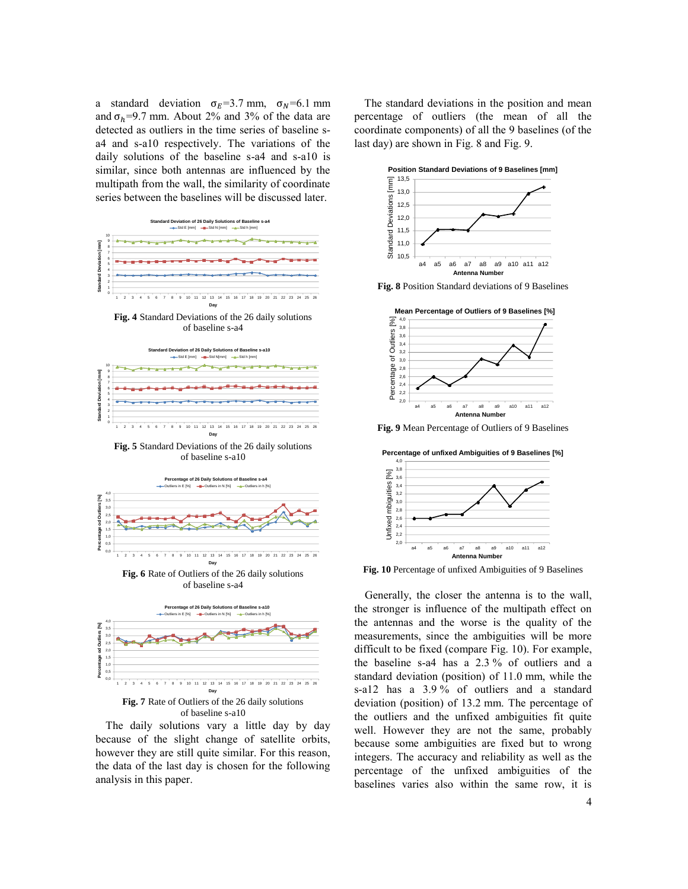a standard deviation $\sigma_E$=3.7 mm, $\sigma_N$=6.1 mm and $\sigma_h$=9.7 mm. About 2% and 3% of the data are detected as outliers in the time series of baseline s-a4 and s-a10 respectively. The variations of the daily solutions of the baseline s-a4 and s-a10 is similar, since both antennas are influenced by the multipath from the wall, the similarity of coordinate series between the baselines will be discussed later.

**Fig. 4** Standard Deviations of the 26 daily solutions of baseline s-a4

**Fig. 5** Standard Deviations of the 26 daily solutions of baseline s-a10

**Fig. 6** Rate of Outliers of the 26 daily solutions of baseline s-a4

**Fig. 7** Rate of Outliers of the 26 daily solutions of baseline s-a10

The daily solutions vary a little day by day because of the slight change of satellite orbits, however they are still quite similar. For this reason, the data of the last day is chosen for the following analysis in this paper.

The standard deviations in the position and mean percentage of outliers (the mean of all the coordinate components) of all the 9 baselines (of the last day) are shown in Fig. 8 and Fig. 9.

**Fig. 8** Position Standard deviations of 9 Baselines

**Fig. 9** Mean Percentage of Outliers of 9 Baselines

**Fig. 10** Percentage of unfixed Ambiguities of 9 Baselines

Generally, the closer the antenna is to the wall, the stronger is influence of the multipath effect on the antennas and the worse is the quality of the measurements, since the ambiguities will be more difficult to be fixed (compare Fig. 10). For example, the baseline s-a4 has a 2.3 % of outliers and a standard deviation (position) of 11.0 mm, while the s-a12 has a 3.9 % of outliers and a standard deviation (position) of 13.2 mm. The percentage of the outliers and the unfixed ambiguities fit quite well. However they are not the same, probably because some ambiguities are fixed but to wrong integers. The accuracy and reliability as well as the percentage of the unfixed ambiguities of the baselines varies also within the same row, it is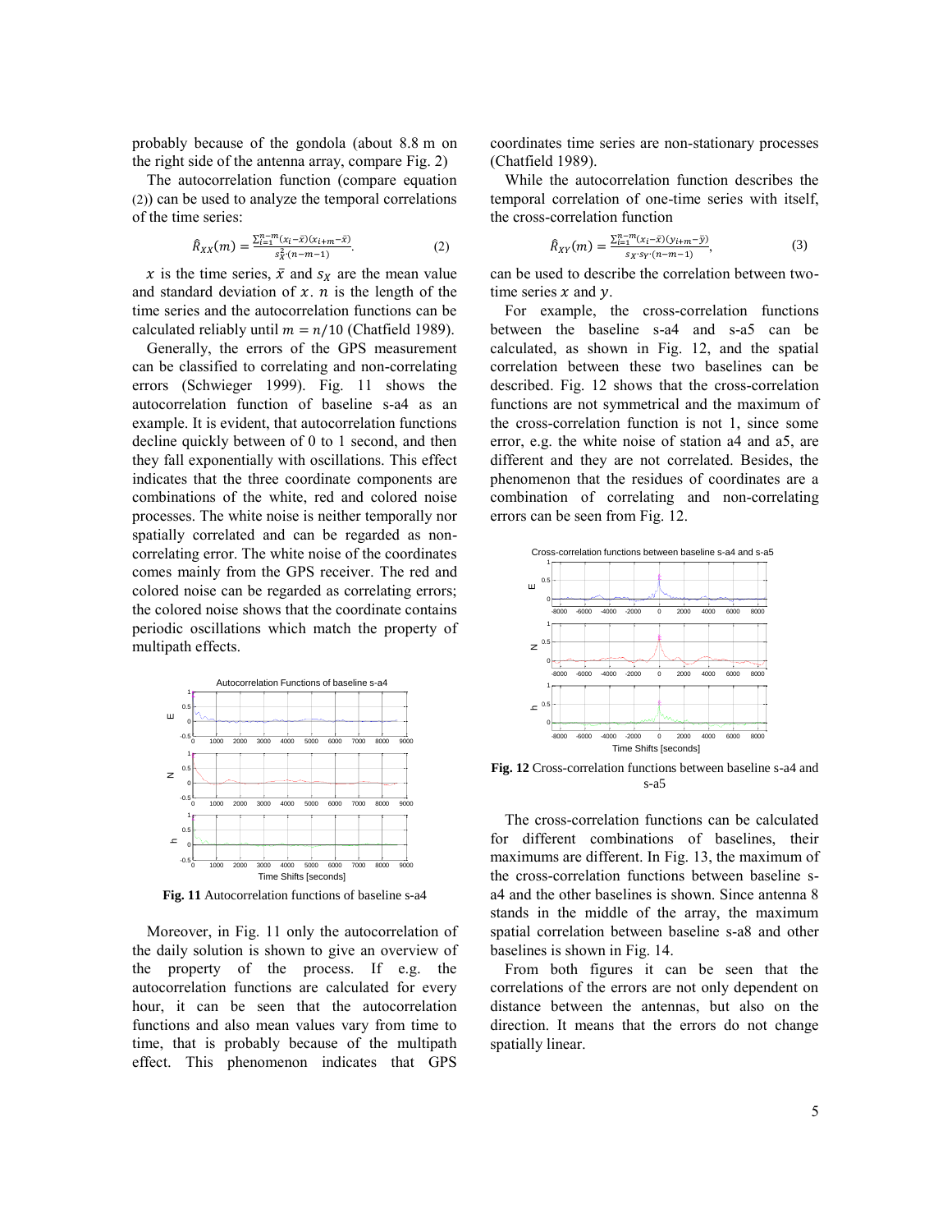probably because of the gondola (about 8.8 m on the right side of the antenna array, compare Fig. 2)

The autocorrelation function (compare equation (2)) can be used to analyze the temporal correlations of the time series:

$$\hat{R}_{XX}(m) = \frac{\sum_{i=1}^{n-m}(x_i - \bar{x})(x_{i+m} - \bar{x})}{s_X^2 \cdot (n-m-1)}. \tag{2}$$

$x$ is the time series, $\bar{x}$ and $s_X$ are the mean value and standard deviation of $x$. $n$ is the length of the time series and the autocorrelation functions can be calculated reliably until $m = n/10$ (Chatfield 1989).

Generally, the errors of the GPS measurement can be classified to correlating and non-correlating errors (Schwieger 1999). Fig. 11 shows the autocorrelation function of baseline s-a4 as an example. It is evident, that autocorrelation functions decline quickly between of 0 to 1 second, and then they fall exponentially with oscillations. This effect indicates that the three coordinate components are combinations of the white, red and colored noise processes. The white noise is neither temporally nor spatially correlated and can be regarded as non-correlating error. The white noise of the coordinates comes mainly from the GPS receiver. The red and colored noise can be regarded as correlating errors; the colored noise shows that the coordinate contains periodic oscillations which match the property of multipath effects.

**Fig. 11** Autocorrelation functions of baseline s-a4

Moreover, in Fig. 11 only the autocorrelation of the daily solution is shown to give an overview of the property of the process. If e.g. the autocorrelation functions are calculated for every hour, it can be seen that the autocorrelation functions and also mean values vary from time to time, that is probably because of the multipath effect. This phenomenon indicates that GPS coordinates time series are non-stationary processes (Chatfield 1989).

While the autocorrelation function describes the temporal correlation of one-time series with itself, the cross-correlation function

$$\hat{R}_{XY}(m) = \frac{\sum_{i=1}^{n-m}(x_i - \bar{x})(y_{i+m} - \bar{y})}{s_X \cdot s_Y \cdot (n-m-1)}, \tag{3}$$

can be used to describe the correlation between two-time series $x$ and $y$.

For example, the cross-correlation functions between the baseline s-a4 and s-a5 can be calculated, as shown in Fig. 12, and the spatial correlation between these two baselines can be described. Fig. 12 shows that the cross-correlation functions are not symmetrical and the maximum of the cross-correlation function is not 1, since some error, e.g. the white noise of station a4 and a5, are different and they are not correlated. Besides, the phenomenon that the residues of coordinates are a combination of correlating and non-correlating errors can be seen from Fig. 12.

**Fig. 12** Cross-correlation functions between baseline s-a4 and s-a5

The cross-correlation functions can be calculated for different combinations of baselines, their maximums are different. In Fig. 13, the maximum of the cross-correlation functions between baseline s-a4 and the other baselines is shown. Since antenna 8 stands in the middle of the array, the maximum spatial correlation between baseline s-a8 and other baselines is shown in Fig. 14.

From both figures it can be seen that the correlations of the errors are not only dependent on distance between the antennas, but also on the direction. It means that the errors do not change spatially linear.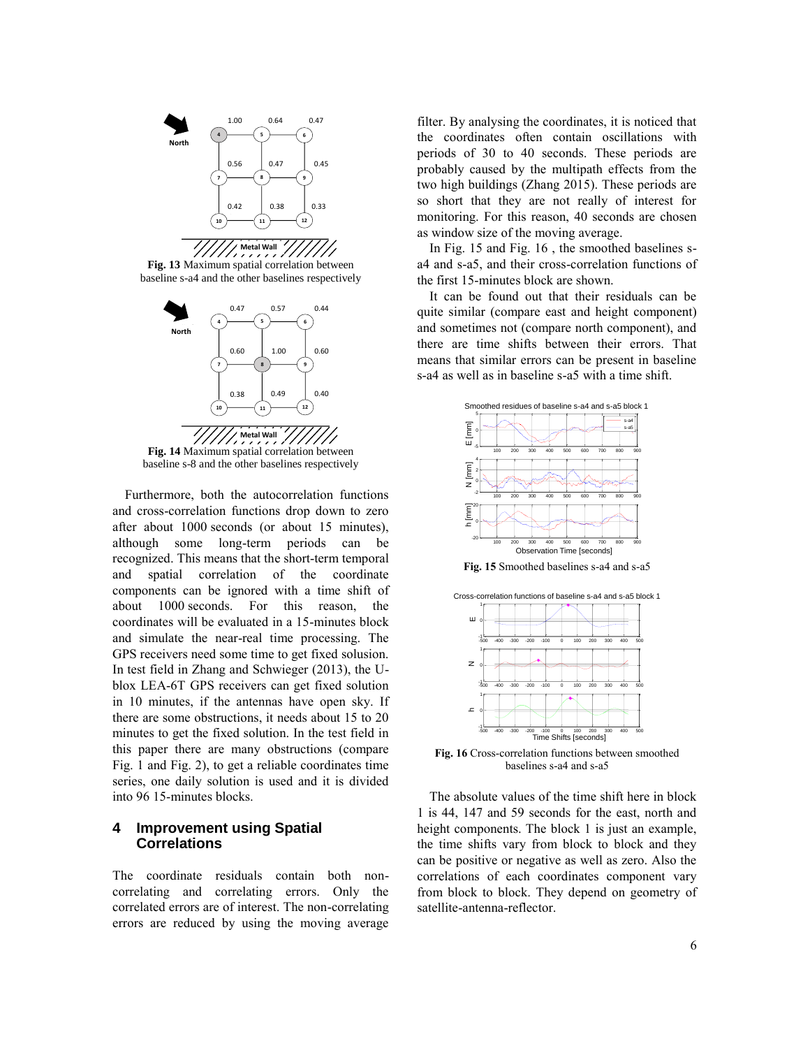Fig. 13 Maximum spatial correlation between baseline s-a4 and the other baselines respectively

Fig. 14 Maximum spatial correlation between baseline s-8 and the other baselines respectively

Furthermore, both the autocorrelation functions and cross-correlation functions drop down to zero after about 1000 seconds (or about 15 minutes), although some long-term periods can be recognized. This means that the short-term temporal and spatial correlation of the coordinate components can be ignored with a time shift of about 1000 seconds. For this reason, the coordinates will be evaluated in a 15-minutes block and simulate the near-real time processing. The GPS receivers need some time to get fixed solusion. In test field in Zhang and Schwieger (2013), the U-blox LEA-6T GPS receivers can get fixed solution in 10 minutes, if the antennas have open sky. If there are some obstructions, it needs about 15 to 20 minutes to get the fixed solution. In the test field in this paper there are many obstructions (compare Fig. 1 and Fig. 2), to get a reliable coordinates time series, one daily solution is used and it is divided into 96 15-minutes blocks.

## 4 Improvement using Spatial Correlations

The coordinate residuals contain both non-correlating and correlating errors. Only the correlated errors are of interest. The non-correlating errors are reduced by using the moving average filter. By analysing the coordinates, it is noticed that the coordinates often contain oscillations with periods of 30 to 40 seconds. These periods are probably caused by the multipath effects from the two high buildings (Zhang 2015). These periods are so short that they are not really of interest for monitoring. For this reason, 40 seconds are chosen as window size of the moving average.

In Fig. 15 and Fig. 16 , the smoothed baselines s-a4 and s-a5, and their cross-correlation functions of the first 15-minutes block are shown.

It can be found out that their residuals can be quite similar (compare east and height component) and sometimes not (compare north component), and there are time shifts between their errors. That means that similar errors can be present in baseline s-a4 as well as in baseline s-a5 with a time shift.

Fig. 15 Smoothed baselines s-a4 and s-a5

Fig. 16 Cross-correlation functions between smoothed baselines s-a4 and s-a5

The absolute values of the time shift here in block 1 is 44, 147 and 59 seconds for the east, north and height components. The block 1 is just an example, the time shifts vary from block to block and they can be positive or negative as well as zero. Also the correlations of each coordinates component vary from block to block. They depend on geometry of satellite-antenna-reflector.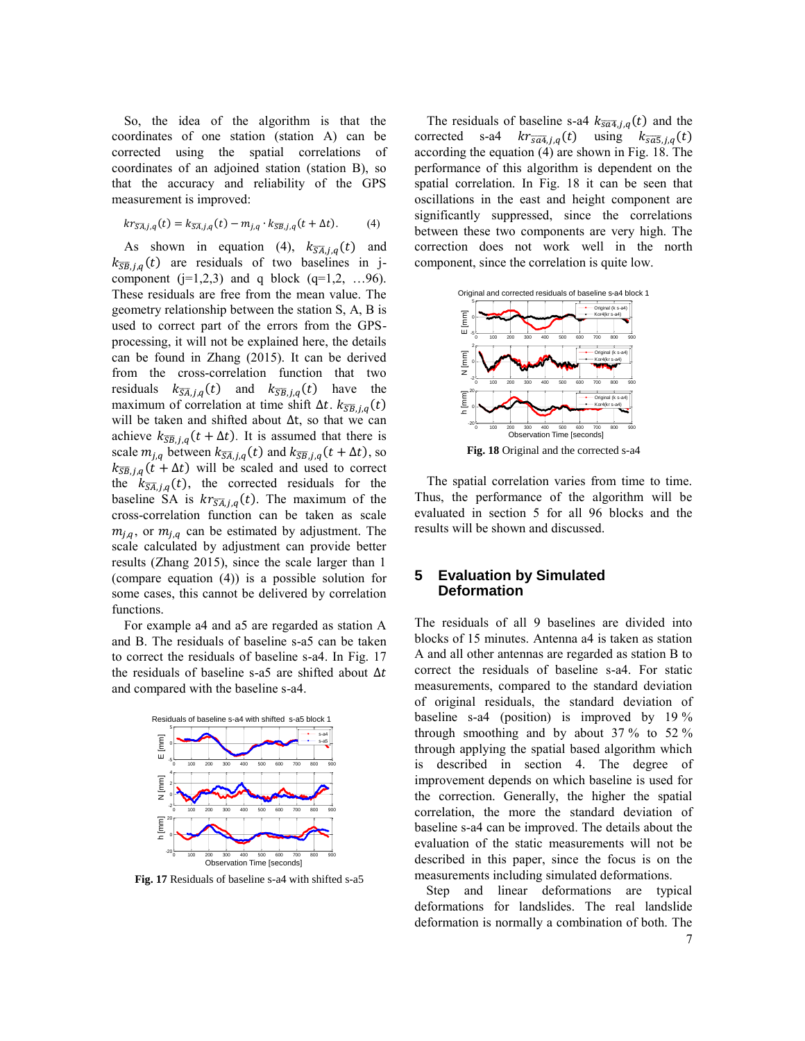So, the idea of the algorithm is that the coordinates of one station (station A) can be corrected using the spatial correlations of coordinates of an adjoined station (station B), so that the accuracy and reliability of the GPS measurement is improved:

$$kr_{\overline{SA},j,q}(t) = k_{\overline{SA},j,q}(t) - m_{j,q} \cdot k_{\overline{SB},j,q}(t + \Delta t). \qquad (4)$$

As shown in equation (4), $k_{\overline{SA},j,q}(t)$ and $k_{\overline{SB},j,q}(t)$ are residuals of two baselines in j-component (j=1,2,3) and q block (q=1,2, …96). These residuals are free from the mean value. The geometry relationship between the station S, A, B is used to correct part of the errors from the GPS-processing, it will not be explained here, the details can be found in Zhang (2015). It can be derived from the cross-correlation function that two residuals $k_{\overline{SA},j,q}(t)$ and $k_{\overline{SB},j,q}(t)$ have the maximum of correlation at time shift $\Delta t$. $k_{\overline{SB},j,q}(t)$ will be taken and shifted about $\Delta$t, so that we can achieve $k_{\overline{SB},j,q}(t + \Delta t)$. It is assumed that there is scale $m_{j,q}$ between $k_{\overline{SA},j,q}(t)$ and $k_{\overline{SB},j,q}(t + \Delta t)$, so $k_{\overline{SB},j,q}(t + \Delta t)$ will be scaled and used to correct the $k_{\overline{SA},j,q}(t)$, the corrected residuals for the baseline SA is $kr_{\overline{SA},j,q}(t)$. The maximum of the cross-correlation function can be taken as scale $m_{j,q}$, or $m_{j,q}$ can be estimated by adjustment. The scale calculated by adjustment can provide better results (Zhang 2015), since the scale larger than 1 (compare equation (4)) is a possible solution for some cases, this cannot be delivered by correlation functions.

For example a4 and a5 are regarded as station A and B. The residuals of baseline s-a5 can be taken to correct the residuals of baseline s-a4. In Fig. 17 the residuals of baseline s-a5 are shifted about $\Delta t$ and compared with the baseline s-a4.

**Fig. 17** Residuals of baseline s-a4 with shifted s-a5

The residuals of baseline s-a4 $k_{\overline{sa4},j,q}(t)$ and the corrected s-a4 $kr_{\overline{sa4},j,q}(t)$ using $k_{\overline{sa5},j,q}(t)$ according the equation (4) are shown in Fig. 18. The performance of this algorithm is dependent on the spatial correlation. In Fig. 18 it can be seen that oscillations in the east and height component are significantly suppressed, since the correlations between these two components are very high. The correction does not work well in the north component, since the correlation is quite low.

**Fig. 18** Original and the corrected s-a4

The spatial correlation varies from time to time. Thus, the performance of the algorithm will be evaluated in section 5 for all 96 blocks and the results will be shown and discussed.

## 5 Evaluation by Simulated Deformation

The residuals of all 9 baselines are divided into blocks of 15 minutes. Antenna a4 is taken as station A and all other antennas are regarded as station B to correct the residuals of baseline s-a4. For static measurements, compared to the standard deviation of original residuals, the standard deviation of baseline s-a4 (position) is improved by 19 % through smoothing and by about 37 % to 52 % through applying the spatial based algorithm which is described in section 4. The degree of improvement depends on which baseline is used for the correction. Generally, the higher the spatial correlation, the more the standard deviation of baseline s-a4 can be improved. The details about the evaluation of the static measurements will not be described in this paper, since the focus is on the measurements including simulated deformations.

Step and linear deformations are typical deformations for landslides. The real landslide deformation is normally a combination of both. The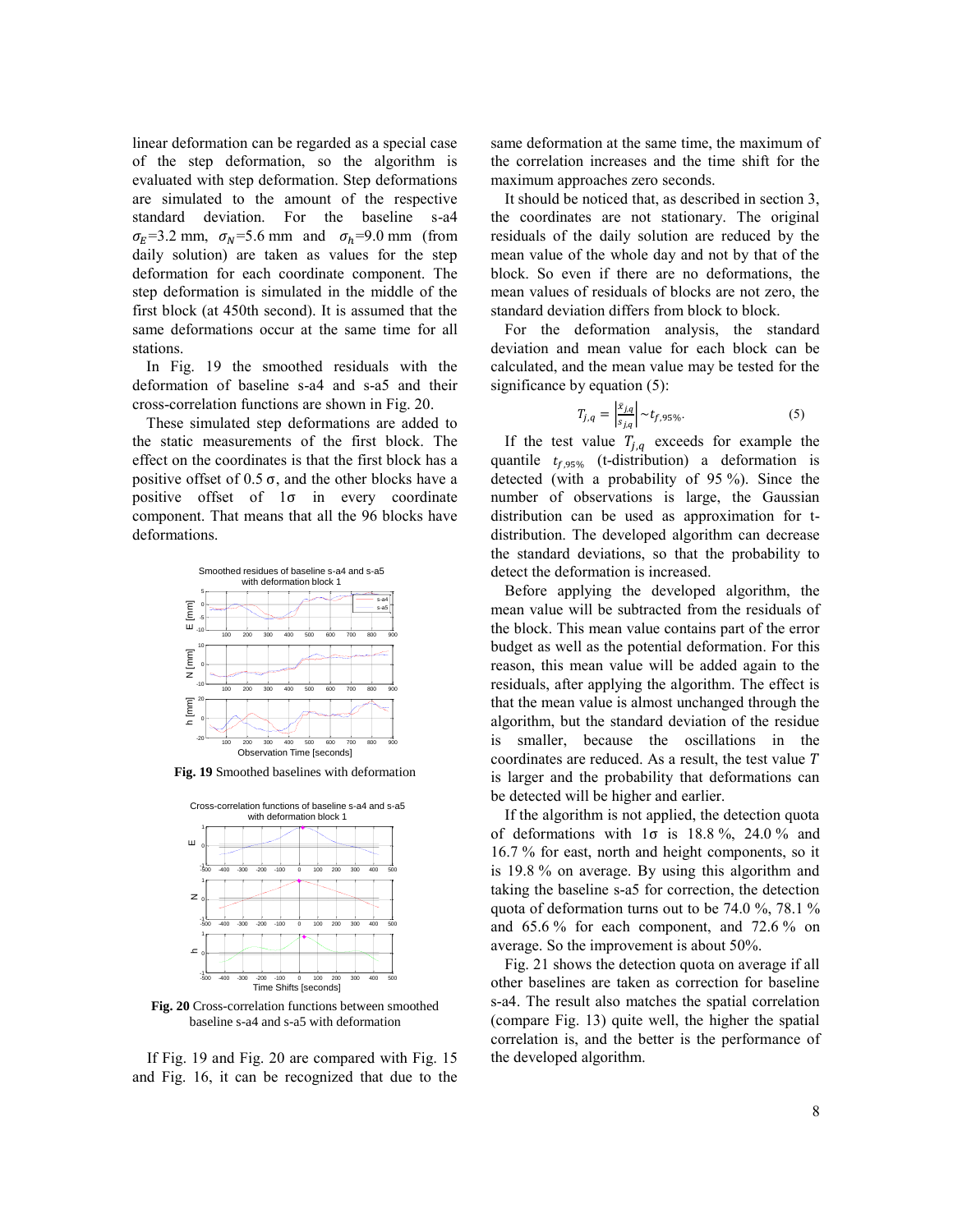linear deformation can be regarded as a special case of the step deformation, so the algorithm is evaluated with step deformation. Step deformations are simulated to the amount of the respective standard deviation. For the baseline s-a4 $\sigma_E$=3.2 mm, $\sigma_N$=5.6 mm and $\sigma_h$=9.0 mm (from daily solution) are taken as values for the step deformation for each coordinate component. The step deformation is simulated in the middle of the first block (at 450th second). It is assumed that the same deformations occur at the same time for all stations.

In Fig. 19 the smoothed residuals with the deformation of baseline s-a4 and s-a5 and their cross-correlation functions are shown in Fig. 20.

These simulated step deformations are added to the static measurements of the first block. The effect on the coordinates is that the first block has a positive offset of 0.5 σ, and the other blocks have a positive offset of 1σ in every coordinate component. That means that all the 96 blocks have deformations.

**Fig. 19** Smoothed baselines with deformation

**Fig. 20** Cross-correlation functions between smoothed baseline s-a4 and s-a5 with deformation

If Fig. 19 and Fig. 20 are compared with Fig. 15 and Fig. 16, it can be recognized that due to the same deformation at the same time, the maximum of the correlation increases and the time shift for the maximum approaches zero seconds.

It should be noticed that, as described in section 3, the coordinates are not stationary. The original residuals of the daily solution are reduced by the mean value of the whole day and not by that of the block. So even if there are no deformations, the mean values of residuals of blocks are not zero, the standard deviation differs from block to block.

For the deformation analysis, the standard deviation and mean value for each block can be calculated, and the mean value may be tested for the significance by equation (5):

$$T_{j,q} = \left|\frac{\bar{x}_{j,q}}{s_{j,q}}\right| \sim t_{f,95\%}. \quad (5)$$

If the test value $T_{j,q}$ exceeds for example the quantile $t_{f,95\%}$ (t-distribution) a deformation is detected (with a probability of 95 %). Since the number of observations is large, the Gaussian distribution can be used as approximation for t-distribution. The developed algorithm can decrease the standard deviations, so that the probability to detect the deformation is increased.

Before applying the developed algorithm, the mean value will be subtracted from the residuals of the block. This mean value contains part of the error budget as well as the potential deformation. For this reason, this mean value will be added again to the residuals, after applying the algorithm. The effect is that the mean value is almost unchanged through the algorithm, but the standard deviation of the residue is smaller, because the oscillations in the coordinates are reduced. As a result, the test value $T$ is larger and the probability that deformations can be detected will be higher and earlier.

If the algorithm is not applied, the detection quota of deformations with 1σ is 18.8 %, 24.0 % and 16.7 % for east, north and height components, so it is 19.8 % on average. By using this algorithm and taking the baseline s-a5 for correction, the detection quota of deformation turns out to be 74.0 %, 78.1 % and 65.6 % for each component, and 72.6 % on average. So the improvement is about 50%.

Fig. 21 shows the detection quota on average if all other baselines are taken as correction for baseline s-a4. The result also matches the spatial correlation (compare Fig. 13) quite well, the higher the spatial correlation is, and the better is the performance of the developed algorithm.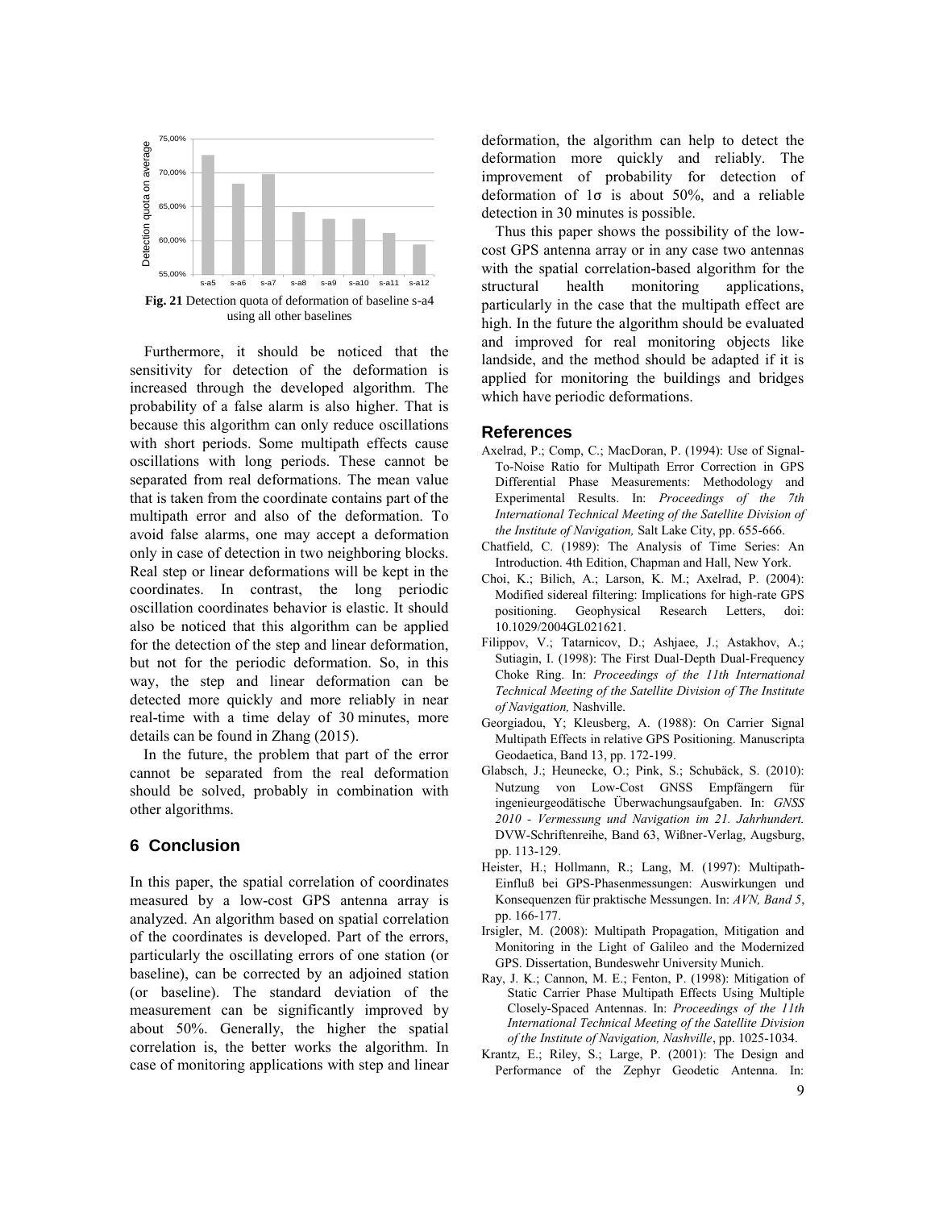Fig. 21 Detection quota of deformation of baseline s-a4 using all other baselines

Furthermore, it should be noticed that the sensitivity for detection of the deformation is increased through the developed algorithm. The probability of a false alarm is also higher. That is because this algorithm can only reduce oscillations with short periods. Some multipath effects cause oscillations with long periods. These cannot be separated from real deformations. The mean value that is taken from the coordinate contains part of the multipath error and also of the deformation. To avoid false alarms, one may accept a deformation only in case of detection in two neighboring blocks. Real step or linear deformations will be kept in the coordinates. In contrast, the long periodic oscillation coordinates behavior is elastic. It should also be noticed that this algorithm can be applied for the detection of the step and linear deformation, but not for the periodic deformation. So, in this way, the step and linear deformation can be detected more quickly and more reliably in near real-time with a time delay of 30 minutes, more details can be found in Zhang (2015).

In the future, the problem that part of the error cannot be separated from the real deformation should be solved, probably in combination with other algorithms.

## 6 Conclusion

In this paper, the spatial correlation of coordinates measured by a low-cost GPS antenna array is analyzed. An algorithm based on spatial correlation of the coordinates is developed. Part of the errors, particularly the oscillating errors of one station (or baseline), can be corrected by an adjoined station (or baseline). The standard deviation of the measurement can be significantly improved by about 50%. Generally, the higher the spatial correlation is, the better works the algorithm. In case of monitoring applications with step and linear deformation, the algorithm can help to detect the deformation more quickly and reliably. The improvement of probability for detection of deformation of 1σ is about 50%, and a reliable detection in 30 minutes is possible.

Thus this paper shows the possibility of the low-cost GPS antenna array or in any case two antennas with the spatial correlation-based algorithm for the structural health monitoring applications, particularly in the case that the multipath effect are high. In the future the algorithm should be evaluated and improved for real monitoring objects like landside, and the method should be adapted if it is applied for monitoring the buildings and bridges which have periodic deformations.

## References

Axelrad, P.; Comp, C.; MacDoran, P. (1994): Use of Signal-To-Noise Ratio for Multipath Error Correction in GPS Differential Phase Measurements: Methodology and Experimental Results. In: *Proceedings of the 7th International Technical Meeting of the Satellite Division of the Institute of Navigation,* Salt Lake City, pp. 655-666.

Chatfield, C. (1989): The Analysis of Time Series: An Introduction. 4th Edition, Chapman and Hall, New York.

Choi, K.; Bilich, A.; Larson, K. M.; Axelrad, P. (2004): Modified sidereal filtering: Implications for high-rate GPS positioning. Geophysical Research Letters, doi: 10.1029/2004GL021621.

Filippov, V.; Tatarnicov, D.; Ashjaee, J.; Astakhov, A.; Sutiagin, I. (1998): The First Dual-Depth Dual-Frequency Choke Ring. In: *Proceedings of the 11th International Technical Meeting of the Satellite Division of The Institute of Navigation,* Nashville.

Georgiadou, Y; Kleusberg, A. (1988): On Carrier Signal Multipath Effects in relative GPS Positioning. Manuscripta Geodaetica, Band 13, pp. 172-199.

Glabsch, J.; Heunecke, O.; Pink, S.; Schubäck, S. (2010): Nutzung von Low-Cost GNSS Empfängern für ingenieurgeodätische Überwachungsaufgaben. In: *GNSS 2010 - Vermessung und Navigation im 21. Jahrhundert.* DVW-Schriftenreihe, Band 63, Wißner-Verlag, Augsburg, pp. 113-129.

Heister, H.; Hollmann, R.; Lang, M. (1997): Multipath-Einfluß bei GPS-Phasenmessungen: Auswirkungen und Konsequenzen für praktische Messungen. In: *AVN, Band 5*, pp. 166-177.

Irsigler, M. (2008): Multipath Propagation, Mitigation and Monitoring in the Light of Galileo and the Modernized GPS. Dissertation, Bundeswehr University Munich.

Ray, J. K.; Cannon, M. E.; Fenton, P. (1998): Mitigation of Static Carrier Phase Multipath Effects Using Multiple Closely-Spaced Antennas. In: *Proceedings of the 11th International Technical Meeting of the Satellite Division of the Institute of Navigation, Nashville*, pp. 1025-1034.

Krantz, E.; Riley, S.; Large, P. (2001): The Design and Performance of the Zephyr Geodetic Antenna. In: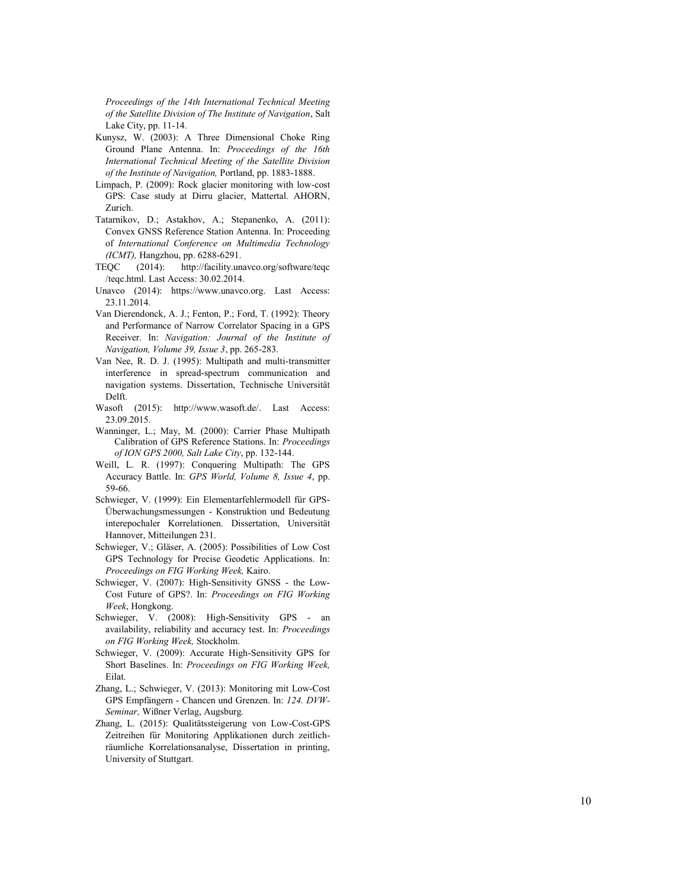*Proceedings of the 14th International Technical Meeting of the Satellite Division of The Institute of Navigation*, Salt Lake City, pp. 11-14.

Kunysz, W. (2003): A Three Dimensional Choke Ring Ground Plane Antenna. In: *Proceedings of the 16th International Technical Meeting of the Satellite Division of the Institute of Navigation,* Portland, pp. 1883-1888.

Limpach, P. (2009): Rock glacier monitoring with low-cost GPS: Case study at Dirru glacier, Mattertal. AHORN, Zurich.

Tatarnikov, D.; Astakhov, A.; Stepanenko, A. (2011): Convex GNSS Reference Station Antenna. In: Proceeding of *International Conference on Multimedia Technology (ICMT),* Hangzhou, pp. 6288-6291.

TEQC (2014): http://facility.unavco.org/software/teqc /teqc.html. Last Access: 30.02.2014.

Unavco (2014): https://www.unavco.org. Last Access: 23.11.2014.

Van Dierendonck, A. J.; Fenton, P.; Ford, T. (1992): Theory and Performance of Narrow Correlator Spacing in a GPS Receiver. In: *Navigation: Journal of the Institute of Navigation, Volume 39, Issue 3*, pp. 265-283.

Van Nee, R. D. J. (1995): Multipath and multi-transmitter interference in spread-spectrum communication and navigation systems. Dissertation, Technische Universität Delft.

Wasoft (2015): http://www.wasoft.de/. Last Access: 23.09.2015.

Wanninger, L.; May, M. (2000): Carrier Phase Multipath Calibration of GPS Reference Stations. In: *Proceedings of ION GPS 2000, Salt Lake City*, pp. 132-144.

Weill, L. R. (1997): Conquering Multipath: The GPS Accuracy Battle. In: *GPS World, Volume 8, Issue 4*, pp. 59-66.

Schwieger, V. (1999): Ein Elementarfehlermodell für GPS-Überwachungsmessungen - Konstruktion und Bedeutung interepochaler Korrelationen. Dissertation, Universität Hannover, Mitteilungen 231.

Schwieger, V.; Gläser, A. (2005): Possibilities of Low Cost GPS Technology for Precise Geodetic Applications. In: *Proceedings on FIG Working Week,* Kairo.

Schwieger, V. (2007): High-Sensitivity GNSS - the Low-Cost Future of GPS?. In: *Proceedings on FIG Working Week*, Hongkong.

Schwieger, V. (2008): High-Sensitivity GPS - an availability, reliability and accuracy test. In: *Proceedings on FIG Working Week,* Stockholm.

Schwieger, V. (2009): Accurate High-Sensitivity GPS for Short Baselines. In: *Proceedings on FIG Working Week,* Eilat.

Zhang, L.; Schwieger, V. (2013): Monitoring mit Low-Cost GPS Empfängern - Chancen und Grenzen. In: *124. DVW-Seminar,* Wißner Verlag, Augsburg*.*

Zhang, L. (2015): Qualitätssteigerung von Low-Cost-GPS Zeitreihen für Monitoring Applikationen durch zeitlich-räumliche Korrelationsanalyse, Dissertation in printing, University of Stuttgart.